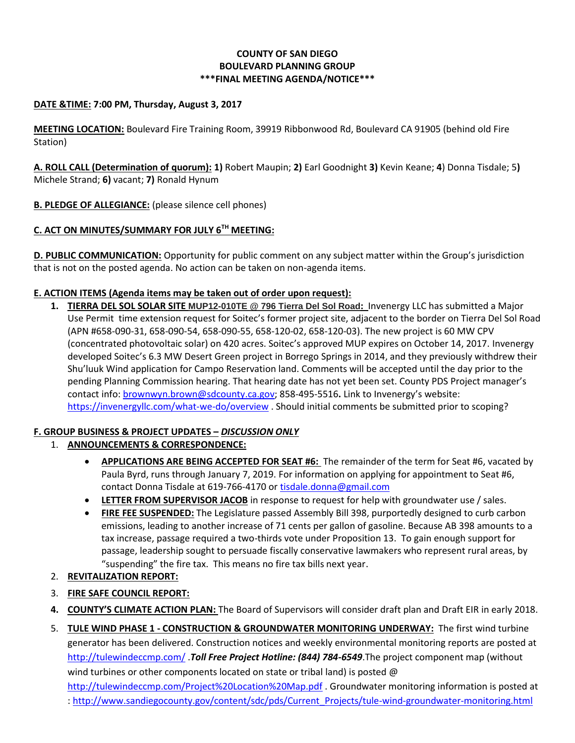**COUNTY OF SAN DIEGO**
**BOULEVARD PLANNING GROUP**
**\*\*\*FINAL MEETING AGENDA/NOTICE\*\*\***

**DATE &TIME: 7:00 PM, Thursday, August 3, 2017**

**MEETING LOCATION:** Boulevard Fire Training Room, 39919 Ribbonwood Rd, Boulevard CA 91905 (behind old Fire Station)

**A. ROLL CALL (Determination of quorum): 1)** Robert Maupin; **2)** Earl Goodnight **3)** Kevin Keane; **4**) Donna Tisdale; 5**)** Michele Strand; **6)** vacant; **7)** Ronald Hynum

**B. PLEDGE OF ALLEGIANCE:** (please silence cell phones)

**C. ACT ON MINUTES/SUMMARY FOR JULY 6TH MEETING:**

**D. PUBLIC COMMUNICATION:** Opportunity for public comment on any subject matter within the Group's jurisdiction that is not on the posted agenda. No action can be taken on non-agenda items.

**E. ACTION ITEMS (Agenda items may be taken out of order upon request):**

1. **TIERRA DEL SOL SOLAR SITE MUP12-010TE @ 796 Tierra Del Sol Road:** Invenergy LLC has submitted a Major Use Permit time extension request for Soitec's former project site, adjacent to the border on Tierra Del Sol Road (APN #658-090-31, 658-090-54, 658-090-55, 658-120-02, 658-120-03). The new project is 60 MW CPV (concentrated photovoltaic solar) on 420 acres. Soitec's approved MUP expires on October 14, 2017. Invenergy developed Soitec's 6.3 MW Desert Green project in Borrego Springs in 2014, and they previously withdrew their Shu'luuk Wind application for Campo Reservation land. Comments will be accepted until the day prior to the pending Planning Commission hearing. That hearing date has not yet been set. County PDS Project manager's contact info: brownwyn.brown@sdcounty.ca.gov; 858-495-5516**.** Link to Invenergy's website: https://invenergyllc.com/what-we-do/overview . Should initial comments be submitted prior to scoping?

**F. GROUP BUSINESS & PROJECT UPDATES – *DISCUSSION ONLY***

1. **ANNOUNCEMENTS & CORRESPONDENCE:**
   - **APPLICATIONS ARE BEING ACCEPTED FOR SEAT #6:** The remainder of the term for Seat #6, vacated by Paula Byrd, runs through January 7, 2019. For information on applying for appointment to Seat #6, contact Donna Tisdale at 619-766-4170 or tisdale.donna@gmail.com
   - **LETTER FROM SUPERVISOR JACOB** in response to request for help with groundwater use / sales.
   - **FIRE FEE SUSPENDED:** The Legislature passed Assembly Bill 398, purportedly designed to curb carbon emissions, leading to another increase of 71 cents per gallon of gasoline. Because AB 398 amounts to a tax increase, passage required a two-thirds vote under Proposition 13. To gain enough support for passage, leadership sought to persuade fiscally conservative lawmakers who represent rural areas, by "suspending" the fire tax. This means no fire tax bills next year.
2. **REVITALIZATION REPORT:**
3. **FIRE SAFE COUNCIL REPORT:**
4. **COUNTY'S CLIMATE ACTION PLAN:** The Board of Supervisors will consider draft plan and Draft EIR in early 2018.
5. **TULE WIND PHASE 1 - CONSTRUCTION & GROUNDWATER MONITORING UNDERWAY:** The first wind turbine generator has been delivered. Construction notices and weekly environmental monitoring reports are posted at http://tulewindeccmp.com/ .***Toll Free Project Hotline: (844) 784-6549***.The project component map (without wind turbines or other components located on state or tribal land) is posted @ http://tulewindeccmp.com/Project%20Location%20Map.pdf . Groundwater monitoring information is posted at : http://www.sandiegocounty.gov/content/sdc/pds/Current_Projects/tule-wind-groundwater-monitoring.html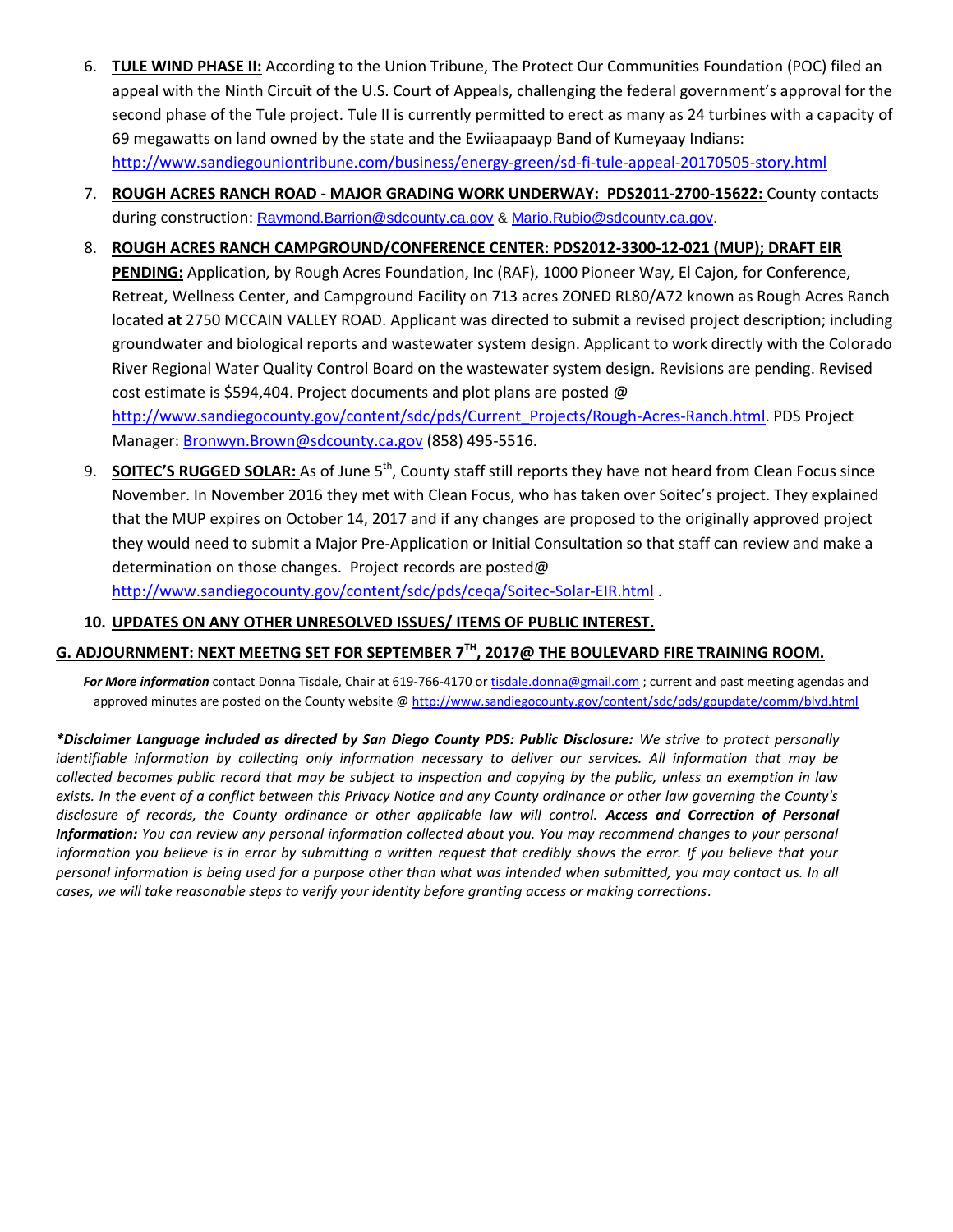6. **TULE WIND PHASE II:** According to the Union Tribune, The Protect Our Communities Foundation (POC) filed an appeal with the Ninth Circuit of the U.S. Court of Appeals, challenging the federal government's approval for the second phase of the Tule project. Tule II is currently permitted to erect as many as 24 turbines with a capacity of 69 megawatts on land owned by the state and the Ewiiaapaayp Band of Kumeyaay Indians: http://www.sandiegouniontribune.com/business/energy-green/sd-fi-tule-appeal-20170505-story.html

7. **ROUGH ACRES RANCH ROAD - MAJOR GRADING WORK UNDERWAY: PDS2011-2700-15622:** County contacts during construction: Raymond.Barrion@sdcounty.ca.gov & Mario.Rubio@sdcounty.ca.gov.

8. **ROUGH ACRES RANCH CAMPGROUND/CONFERENCE CENTER: PDS2012-3300-12-021 (MUP); DRAFT EIR PENDING:** Application, by Rough Acres Foundation, Inc (RAF), 1000 Pioneer Way, El Cajon, for Conference, Retreat, Wellness Center, and Campground Facility on 713 acres ZONED RL80/A72 known as Rough Acres Ranch located **at** 2750 MCCAIN VALLEY ROAD. Applicant was directed to submit a revised project description; including groundwater and biological reports and wastewater system design. Applicant to work directly with the Colorado River Regional Water Quality Control Board on the wastewater system design. Revisions are pending. Revised cost estimate is $594,404. Project documents and plot plans are posted @ http://www.sandiegocounty.gov/content/sdc/pds/Current_Projects/Rough-Acres-Ranch.html. PDS Project Manager: Bronwyn.Brown@sdcounty.ca.gov (858) 495-5516.

9. **SOITEC'S RUGGED SOLAR:** As of June 5th, County staff still reports they have not heard from Clean Focus since November. In November 2016 they met with Clean Focus, who has taken over Soitec's project. They explained that the MUP expires on October 14, 2017 and if any changes are proposed to the originally approved project they would need to submit a Major Pre-Application or Initial Consultation so that staff can review and make a determination on those changes. Project records are posted@ http://www.sandiegocounty.gov/content/sdc/pds/ceqa/Soitec-Solar-EIR.html .

10. **UPDATES ON ANY OTHER UNRESOLVED ISSUES/ ITEMS OF PUBLIC INTEREST.**

**G. ADJOURNMENT: NEXT MEETNG SET FOR SEPTEMBER 7TH, 2017@ THE BOULEVARD FIRE TRAINING ROOM.**

***For More information*** contact Donna Tisdale, Chair at 619-766-4170 or tisdale.donna@gmail.com ; current and past meeting agendas and approved minutes are posted on the County website @ http://www.sandiegocounty.gov/content/sdc/pds/gpupdate/comm/blvd.html

***\*Disclaimer Language included as directed by San Diego County PDS: Public Disclosure:*** *We strive to protect personally identifiable information by collecting only information necessary to deliver our services. All information that may be collected becomes public record that may be subject to inspection and copying by the public, unless an exemption in law exists. In the event of a conflict between this Privacy Notice and any County ordinance or other law governing the County's disclosure of records, the County ordinance or other applicable law will control.* ***Access and Correction of Personal Information:*** *You can review any personal information collected about you. You may recommend changes to your personal information you believe is in error by submitting a written request that credibly shows the error. If you believe that your personal information is being used for a purpose other than what was intended when submitted, you may contact us. In all cases, we will take reasonable steps to verify your identity before granting access or making corrections.*